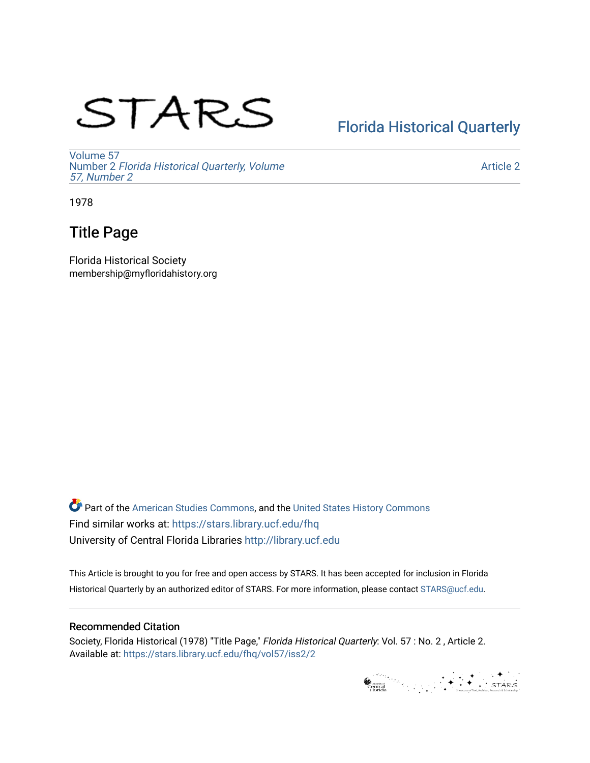STARS

Florida Historical Quarterly

Volume 57
Number 2 *Florida Historical Quarterly, Volume 57, Number 2*

Article 2

1978

# Title Page

Florida Historical Society
membership@myfloridahistory.org

Part of the American Studies Commons, and the United States History Commons
Find similar works at: https://stars.library.ucf.edu/fhq
University of Central Florida Libraries http://library.ucf.edu

This Article is brought to you for free and open access by STARS. It has been accepted for inclusion in Florida Historical Quarterly by an authorized editor of STARS. For more information, please contact STARS@ucf.edu.

## Recommended Citation

Society, Florida Historical (1978) "Title Page," *Florida Historical Quarterly*: Vol. 57 : No. 2 , Article 2.
Available at: https://stars.library.ucf.edu/fhq/vol57/iss2/2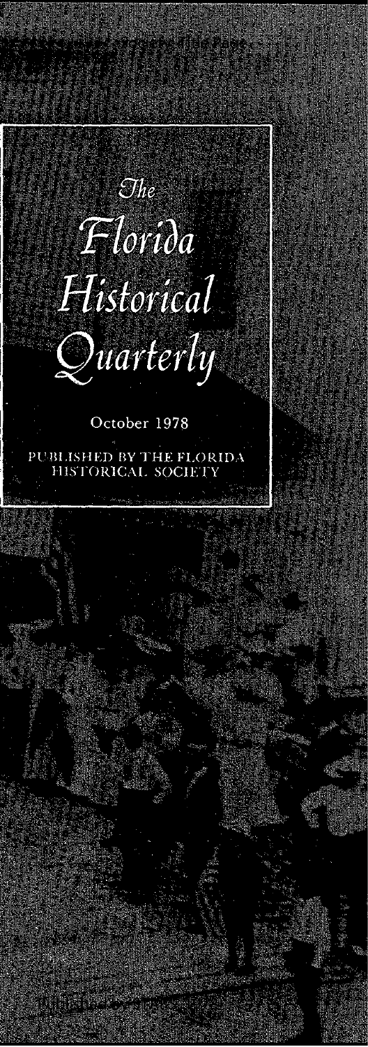*The*

# *Florida Historical Quarterly*

October 1978

PUBLISHED BY THE FLORIDA HISTORICAL SOCIETY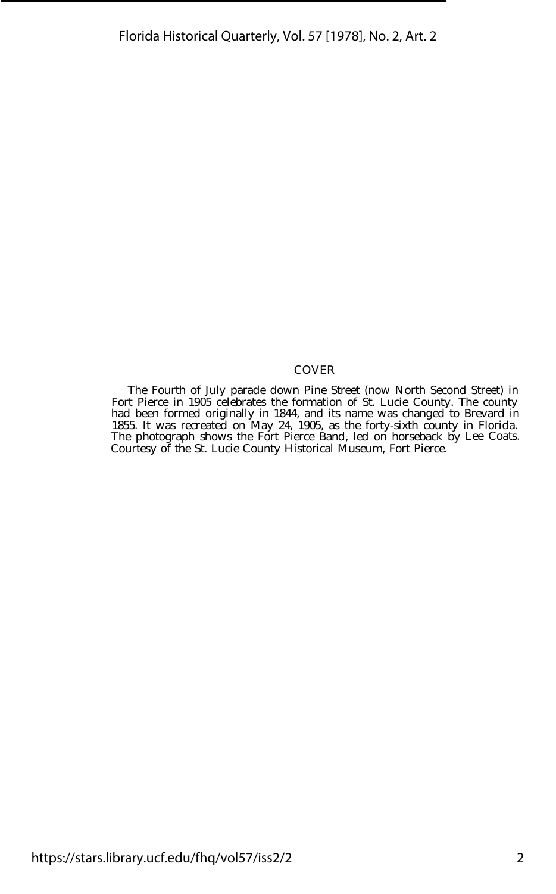COVER

The Fourth of July parade down Pine Street (now North Second Street) in Fort Pierce in 1905 celebrates the formation of St. Lucie County. The county had been formed originally in 1844, and its name was changed to Brevard in 1855. It was recreated on May 24, 1905, as the forty-sixth county in Florida. The photograph shows the Fort Pierce Band, led on horseback by Lee Coats. Courtesy of the St. Lucie County Historical Museum, Fort Pierce.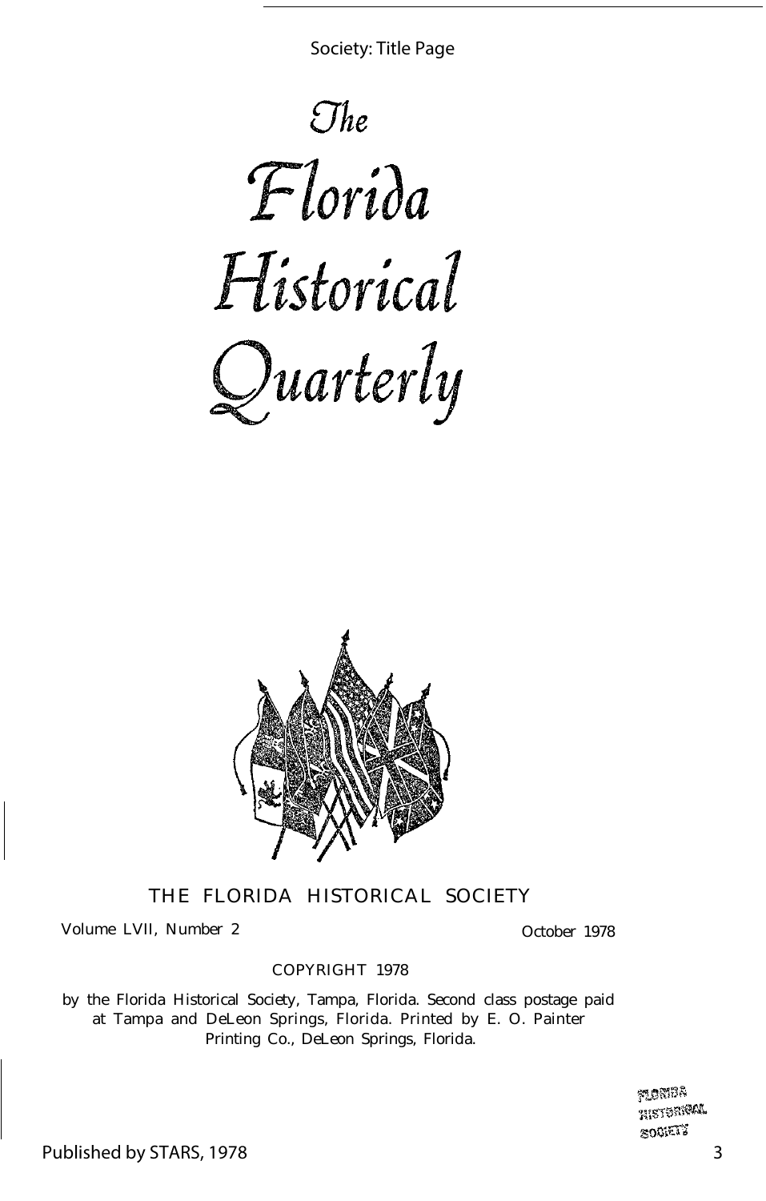# The Florida Historical Quarterly

THE FLORIDA HISTORICAL SOCIETY

Volume LVII, Number 2 October 1978

COPYRIGHT 1978

by the Florida Historical Society, Tampa, Florida. Second class postage paid at Tampa and DeLeon Springs, Florida. Printed by E. O. Painter Printing Co., DeLeon Springs, Florida.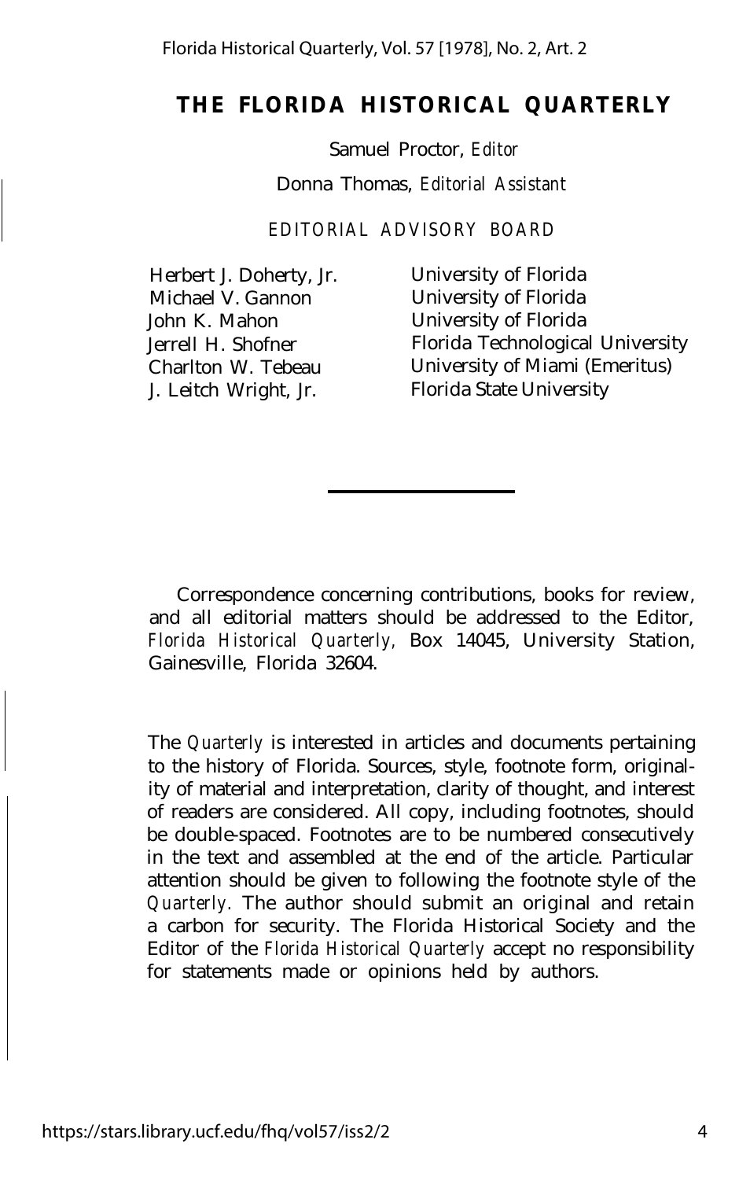# THE FLORIDA HISTORICAL QUARTERLY

Samuel Proctor, *Editor*

Donna Thomas, *Editorial Assistant*

EDITORIAL ADVISORY BOARD

| | |
|---|---|
| Herbert J. Doherty, Jr. | University of Florida |
| Michael V. Gannon | University of Florida |
| John K. Mahon | University of Florida |
| Jerrell H. Shofner | Florida Technological University |
| Charlton W. Tebeau | University of Miami (Emeritus) |
| J. Leitch Wright, Jr. | Florida State University |

---

Correspondence concerning contributions, books for review, and all editorial matters should be addressed to the Editor, *Florida Historical Quarterly,* Box 14045, University Station, Gainesville, Florida 32604.

The *Quarterly* is interested in articles and documents pertaining to the history of Florida. Sources, style, footnote form, originality of material and interpretation, clarity of thought, and interest of readers are considered. All copy, including footnotes, should be double-spaced. Footnotes are to be numbered consecutively in the text and assembled at the end of the article. Particular attention should be given to following the footnote style of the *Quarterly*. The author should submit an original and retain a carbon for security. The Florida Historical Society and the Editor of the *Florida Historical Quarterly* accept no responsibility for statements made or opinions held by authors.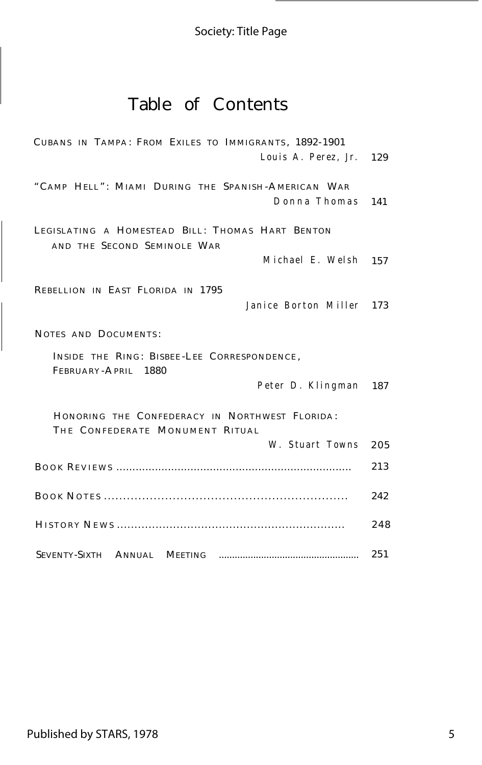# Table of Contents

CUBANS IN TAMPA: FROM EXILES TO IMMIGRANTS, 1892-1901
*Louis A. Perez, Jr.* 129

"CAMP HELL": MIAMI DURING THE SPANISH-AMERICAN WAR
*Donna Thomas* 141

LEGISLATING A HOMESTEAD BILL: THOMAS HART BENTON AND THE SECOND SEMINOLE WAR
*Michael E. Welsh* 157

REBELLION IN EAST FLORIDA IN 1795
*Janice Borton Miller* 173

NOTES AND DOCUMENTS:

INSIDE THE RING: BISBEE-LEE CORRESPONDENCE, FEBRUARY-APRIL 1880
*Peter D. Klingman* 187

HONORING THE CONFEDERACY IN NORTHWEST FLORIDA: THE CONFEDERATE MONUMENT RITUAL
*W. Stuart Towns* 205

BOOK REVIEWS ........................................................................ 213

BOOK NOTES ................................................................ 242

HISTORY NEWS ................................................................ 248

SEVENTY-SIXTH ANNUAL MEETING .................................................... 251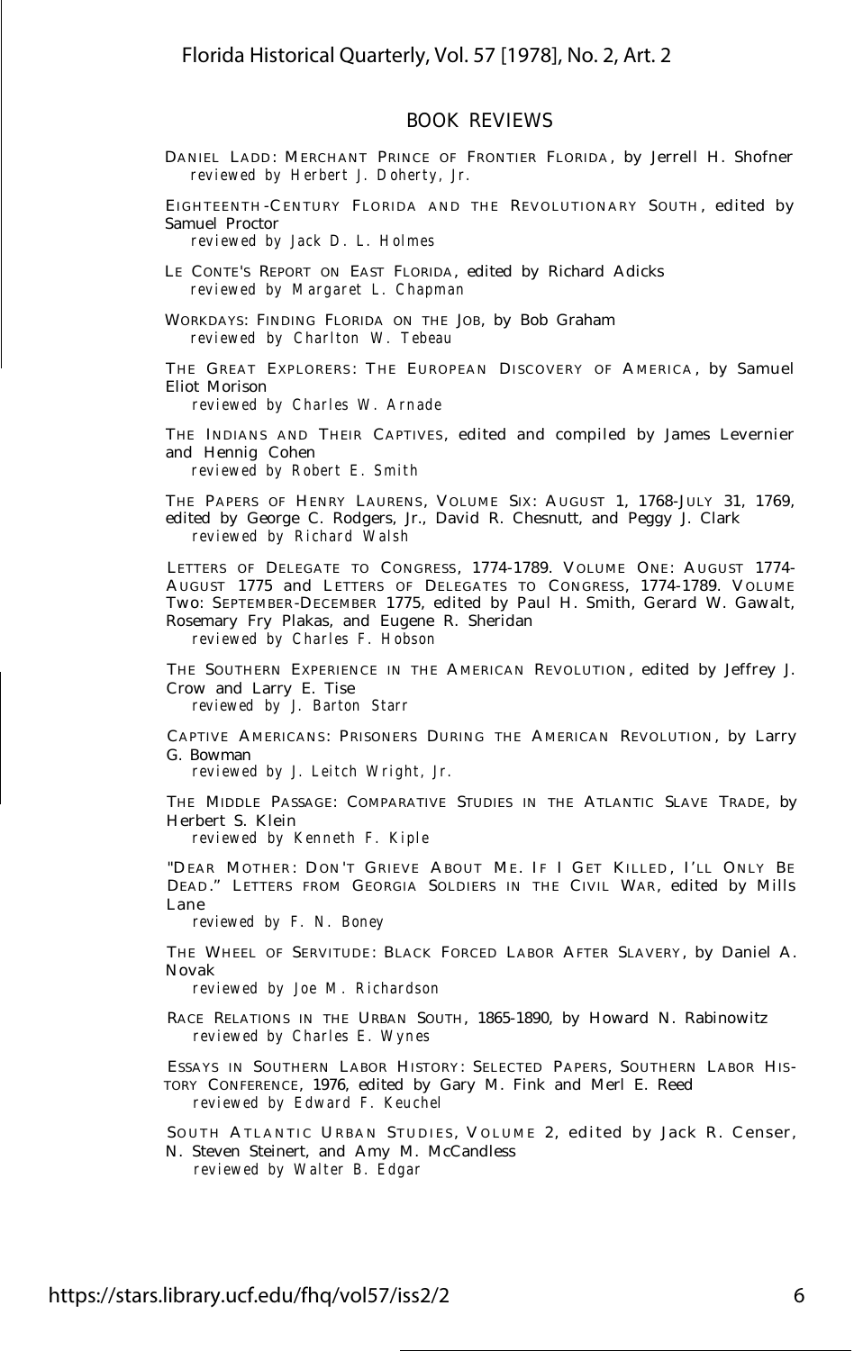## BOOK REVIEWS

DANIEL LADD: MERCHANT PRINCE OF FRONTIER FLORIDA, by Jerrell H. Shofner
*reviewed by Herbert J. Doherty, Jr.*

EIGHTEENTH-CENTURY FLORIDA AND THE REVOLUTIONARY SOUTH, edited by Samuel Proctor
*reviewed by Jack D. L. Holmes*

LE CONTE'S REPORT ON EAST FLORIDA, edited by Richard Adicks
*reviewed by Margaret L. Chapman*

WORKDAYS: FINDING FLORIDA ON THE JOB, by Bob Graham
*reviewed by Charlton W. Tebeau*

THE GREAT EXPLORERS: THE EUROPEAN DISCOVERY OF AMERICA, by Samuel Eliot Morison
*reviewed by Charles W. Arnade*

THE INDIANS AND THEIR CAPTIVES, edited and compiled by James Levernier and Hennig Cohen
*reviewed by Robert E. Smith*

THE PAPERS OF HENRY LAURENS, VOLUME SIX: AUGUST 1, 1768-JULY 31, 1769, edited by George C. Rodgers, Jr., David R. Chesnutt, and Peggy J. Clark
*reviewed by Richard Walsh*

LETTERS OF DELEGATE TO CONGRESS, 1774-1789. VOLUME ONE: AUGUST 1774-AUGUST 1775 and LETTERS OF DELEGATES TO CONGRESS, 1774-1789. VOLUME TWO: SEPTEMBER-DECEMBER 1775, edited by Paul H. Smith, Gerard W. Gawalt, Rosemary Fry Plakas, and Eugene R. Sheridan
*reviewed by Charles F. Hobson*

THE SOUTHERN EXPERIENCE IN THE AMERICAN REVOLUTION, edited by Jeffrey J. Crow and Larry E. Tise
*reviewed by J. Barton Starr*

CAPTIVE AMERICANS: PRISONERS DURING THE AMERICAN REVOLUTION, by Larry G. Bowman
*reviewed by J. Leitch Wright, Jr.*

THE MIDDLE PASSAGE: COMPARATIVE STUDIES IN THE ATLANTIC SLAVE TRADE, by Herbert S. Klein
*reviewed by Kenneth F. Kiple*

"DEAR MOTHER: DON'T GRIEVE ABOUT ME. IF I GET KILLED, I'LL ONLY BE DEAD." LETTERS FROM GEORGIA SOLDIERS IN THE CIVIL WAR, edited by Mills Lane
*reviewed by F. N. Boney*

THE WHEEL OF SERVITUDE: BLACK FORCED LABOR AFTER SLAVERY, by Daniel A. Novak
*reviewed by Joe M. Richardson*

RACE RELATIONS IN THE URBAN SOUTH, 1865-1890, by Howard N. Rabinowitz
*reviewed by Charles E. Wynes*

ESSAYS IN SOUTHERN LABOR HISTORY: SELECTED PAPERS, SOUTHERN LABOR HISTORY CONFERENCE, 1976, edited by Gary M. Fink and Merl E. Reed
*reviewed by Edward F. Keuchel*

SOUTH ATLANTIC URBAN STUDIES, VOLUME 2, edited by Jack R. Censer, N. Steven Steinert, and Amy M. McCandless
*reviewed by Walter B. Edgar*